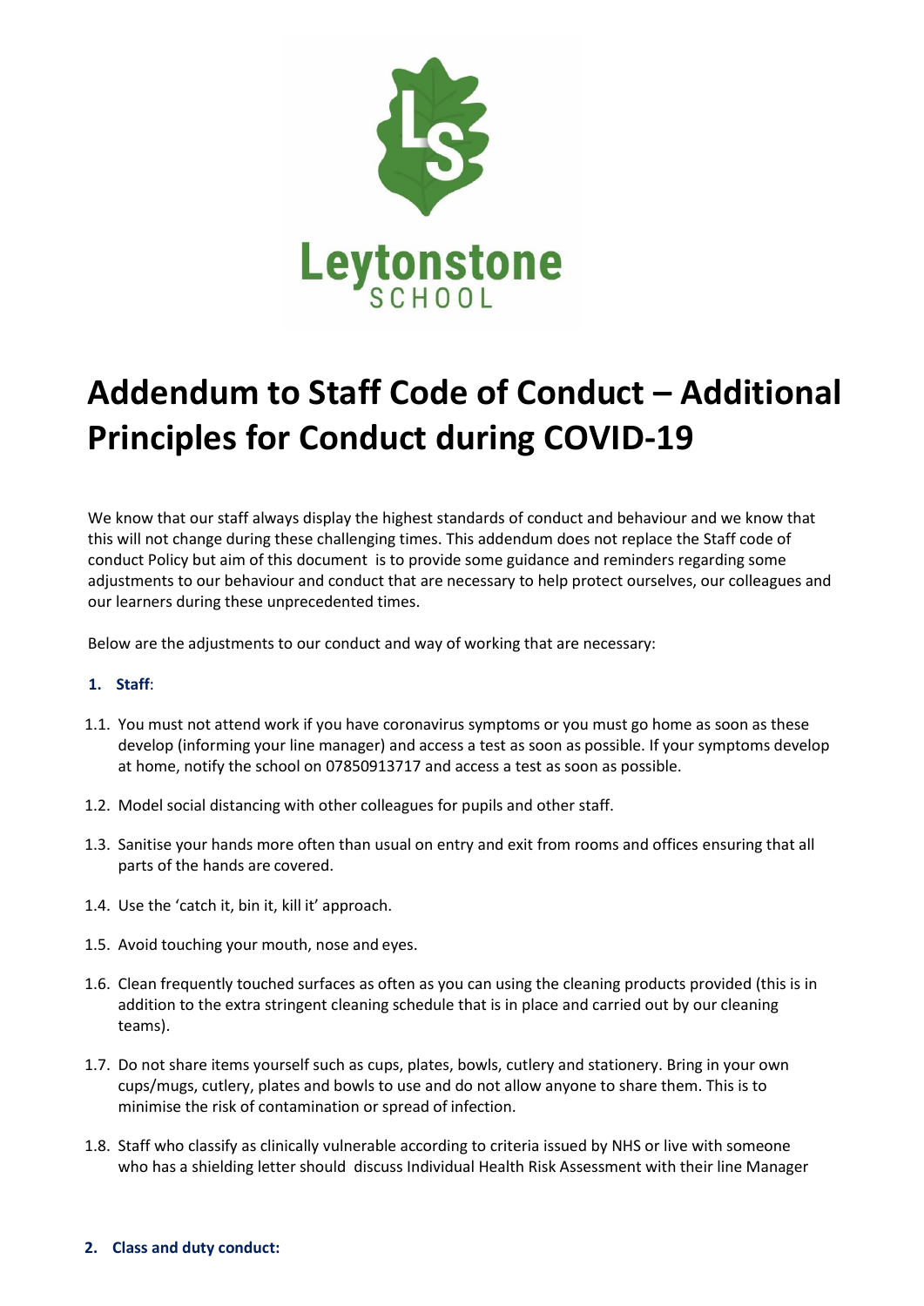# Addendum to Staff Code of Conduct – Additional Principles for Conduct during COVID-19

We know that our staff always display the highest standards of conduct and behaviour and we know that this will not change during these challenging times. This addendum does not replace the Staff code of conduct Policy but aim of this document is to provide some guidance and reminders regarding some adjustments to our behaviour and conduct that are necessary to help protect ourselves, our colleagues and our learners during these unprecedented times.

Below are the adjustments to our conduct and way of working that are necessary:

## 1. Staff:

1.1. You must not attend work if you have coronavirus symptoms or you must go home as soon as these develop (informing your line manager) and access a test as soon as possible. If your symptoms develop at home, notify the school on 07850913717 and access a test as soon as possible.

1.2. Model social distancing with other colleagues for pupils and other staff.

1.3. Sanitise your hands more often than usual on entry and exit from rooms and offices ensuring that all parts of the hands are covered.

1.4. Use the 'catch it, bin it, kill it' approach.

1.5. Avoid touching your mouth, nose and eyes.

1.6. Clean frequently touched surfaces as often as you can using the cleaning products provided (this is in addition to the extra stringent cleaning schedule that is in place and carried out by our cleaning teams).

1.7. Do not share items yourself such as cups, plates, bowls, cutlery and stationery. Bring in your own cups/mugs, cutlery, plates and bowls to use and do not allow anyone to share them. This is to minimise the risk of contamination or spread of infection.

1.8. Staff who classify as clinically vulnerable according to criteria issued by NHS or live with someone who has a shielding letter should discuss Individual Health Risk Assessment with their line Manager

## 2. Class and duty conduct: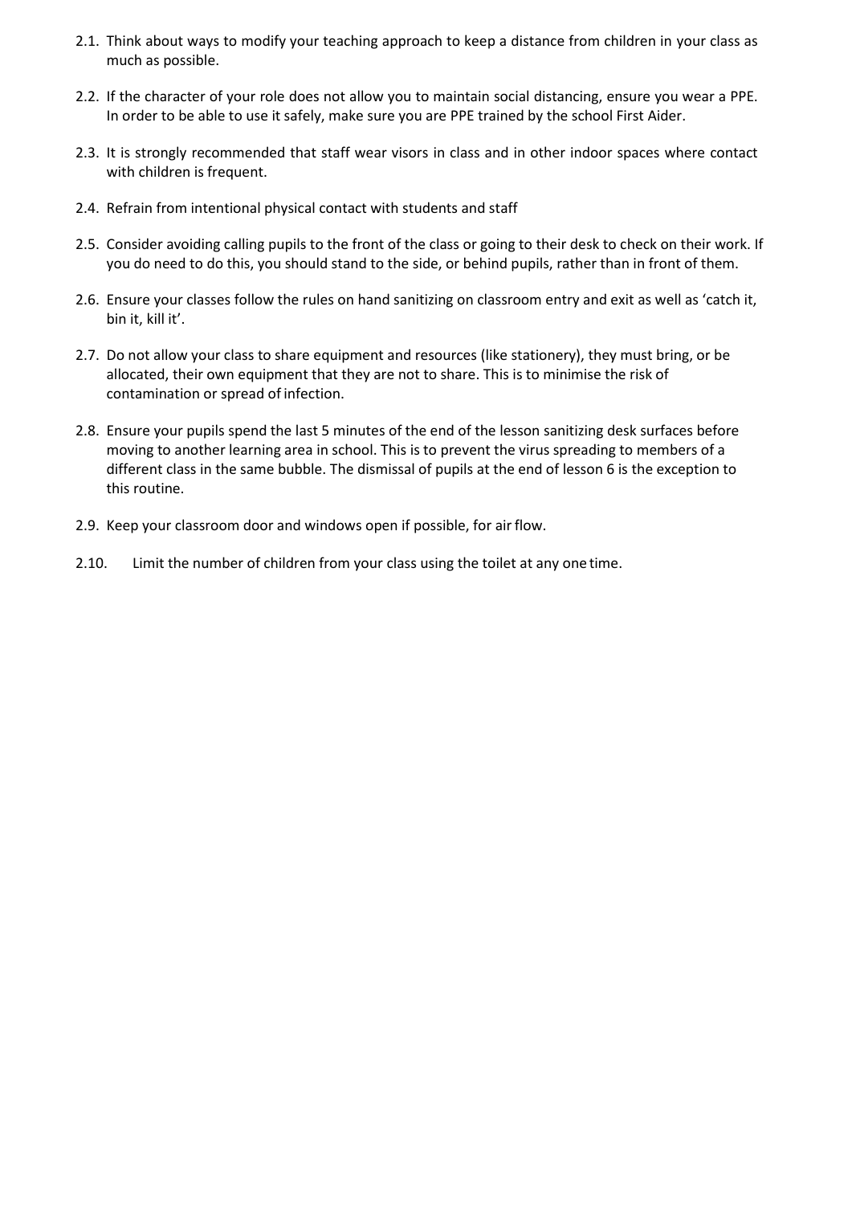2.1. Think about ways to modify your teaching approach to keep a distance from children in your class as much as possible.

2.2. If the character of your role does not allow you to maintain social distancing, ensure you wear a PPE. In order to be able to use it safely, make sure you are PPE trained by the school First Aider.

2.3. It is strongly recommended that staff wear visors in class and in other indoor spaces where contact with children is frequent.

2.4. Refrain from intentional physical contact with students and staff

2.5. Consider avoiding calling pupils to the front of the class or going to their desk to check on their work. If you do need to do this, you should stand to the side, or behind pupils, rather than in front of them.

2.6. Ensure your classes follow the rules on hand sanitizing on classroom entry and exit as well as 'catch it, bin it, kill it'.

2.7. Do not allow your class to share equipment and resources (like stationery), they must bring, or be allocated, their own equipment that they are not to share. This is to minimise the risk of contamination or spread of infection.

2.8. Ensure your pupils spend the last 5 minutes of the end of the lesson sanitizing desk surfaces before moving to another learning area in school. This is to prevent the virus spreading to members of a different class in the same bubble. The dismissal of pupils at the end of lesson 6 is the exception to this routine.

2.9. Keep your classroom door and windows open if possible, for air flow.

2.10. Limit the number of children from your class using the toilet at any one time.